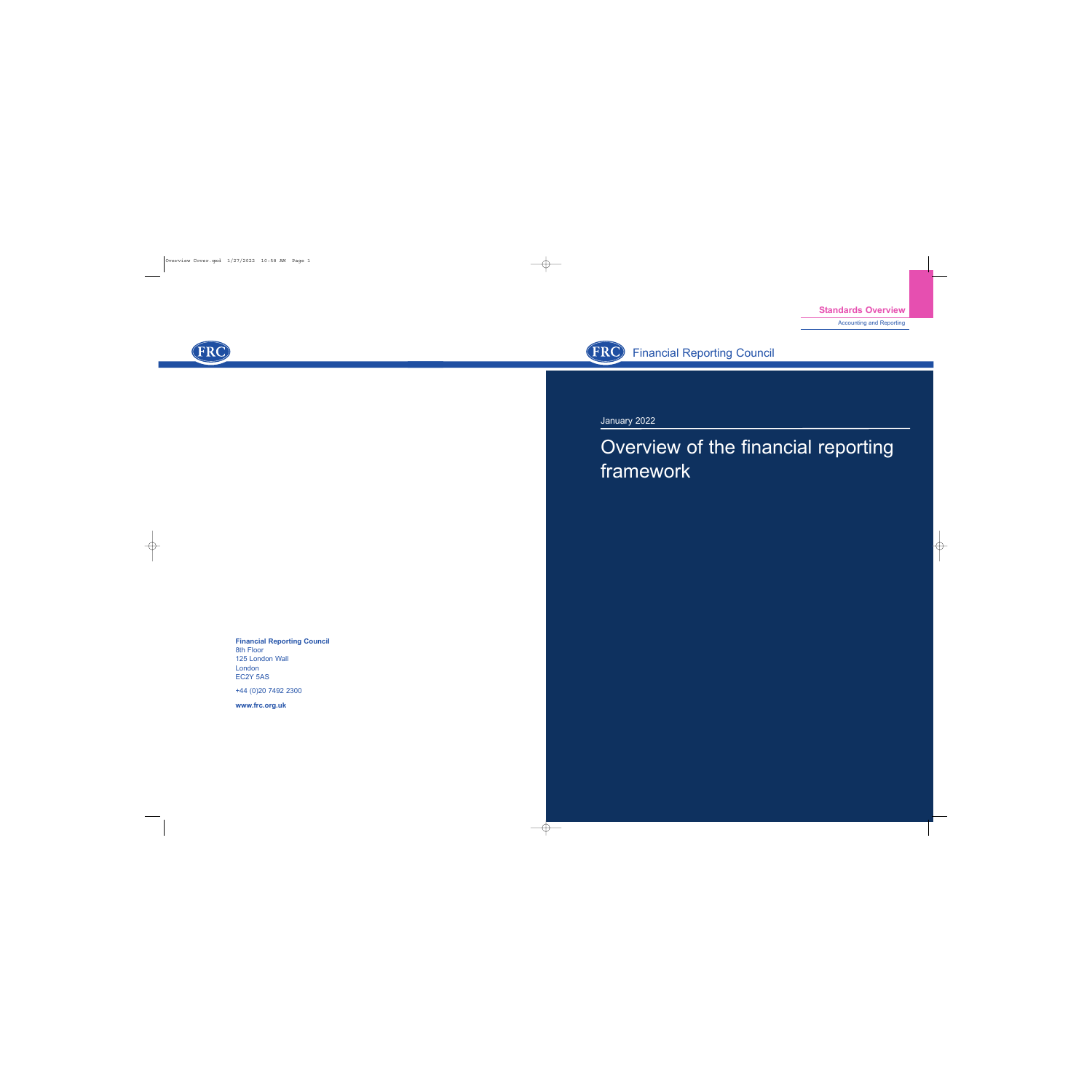**Standards Overview**

Accounting and Reporting

Financial Reporting Council

January 2022

# Overview of the financial reporting framework

**Financial Reporting Council**
8th Floor
125 London Wall
London
EC2Y 5AS

+44 (0)20 7492 2300

**www.frc.org.uk**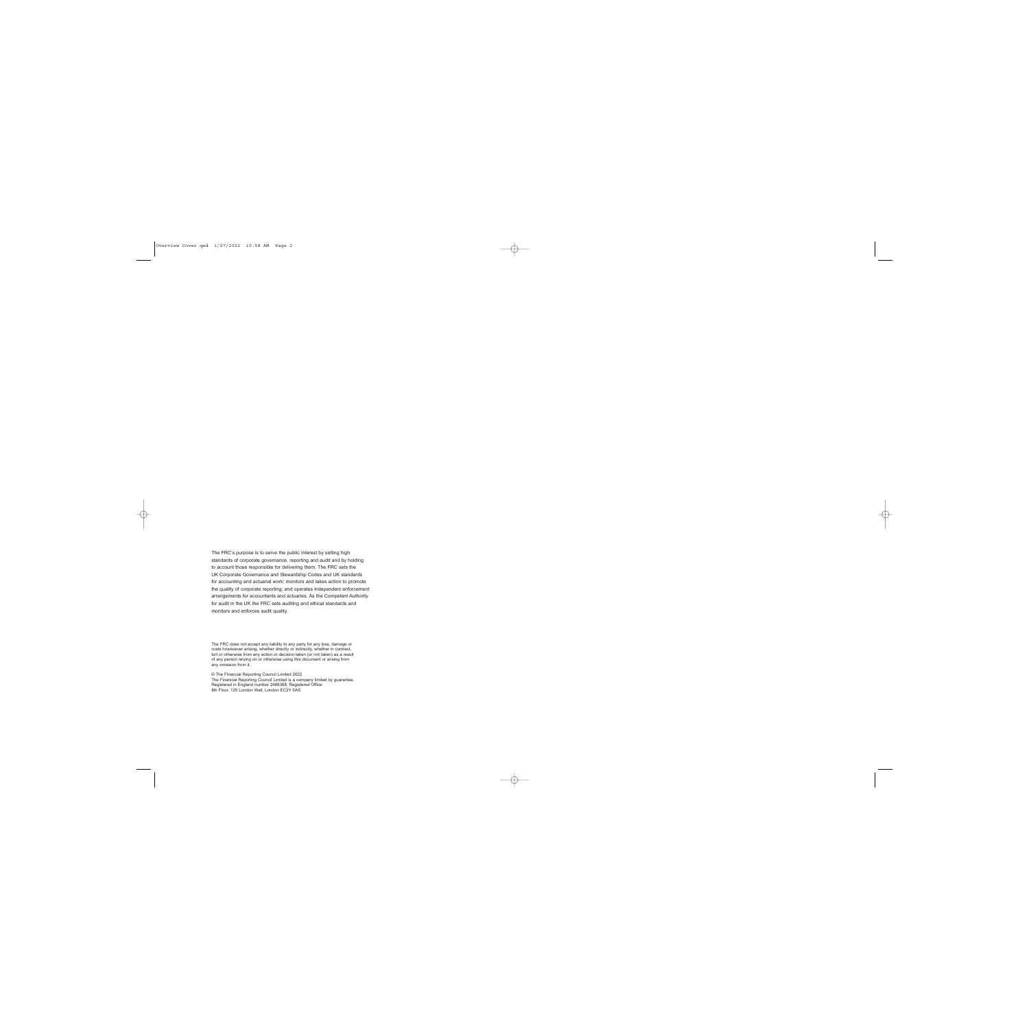The FRC's purpose is to serve the public interest by setting high standards of corporate governance, reporting and audit and by holding to account those responsible for delivering them. The FRC sets the UK Corporate Governance and Stewardship Codes and UK standards for accounting and actuarial work; monitors and takes action to promote the quality of corporate reporting; and operates independent enforcement arrangements for accountants and actuaries. As the Competent Authority for audit in the UK the FRC sets auditing and ethical standards and monitors and enforces audit quality.

The FRC does not accept any liability to any party for any loss, damage or costs howsoever arising, whether directly or indirectly, whether in contract, tort or otherwise from any action or decision taken (or not taken) as a result of any person relying on or otherwise using this document or arising from any omission from it.

© The Financial Reporting Council Limited 2022
The Financial Reporting Council Limited is a company limited by guarantee.
Registered in England number 2486368. Registered Office:
8th Floor, 125 London Wall, London EC2Y 5AS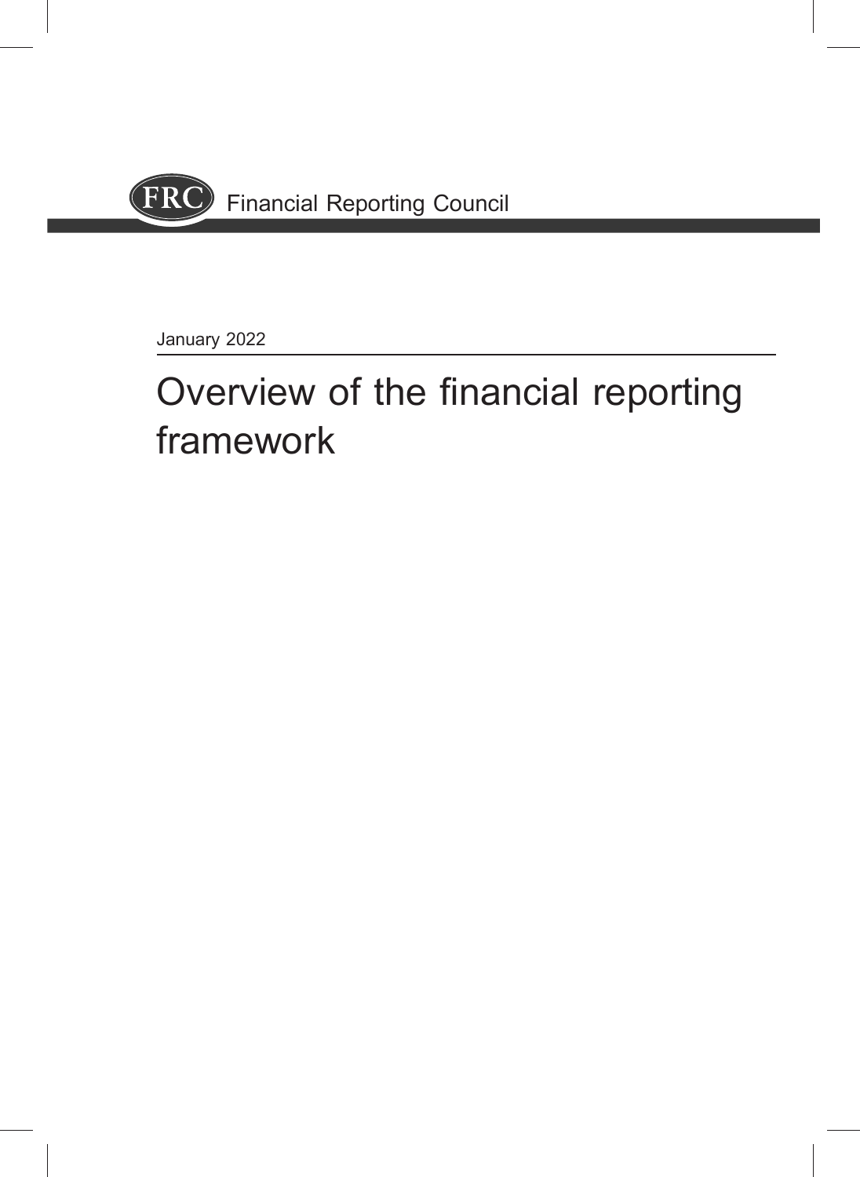Financial Reporting Council

January 2022

# Overview of the financial reporting framework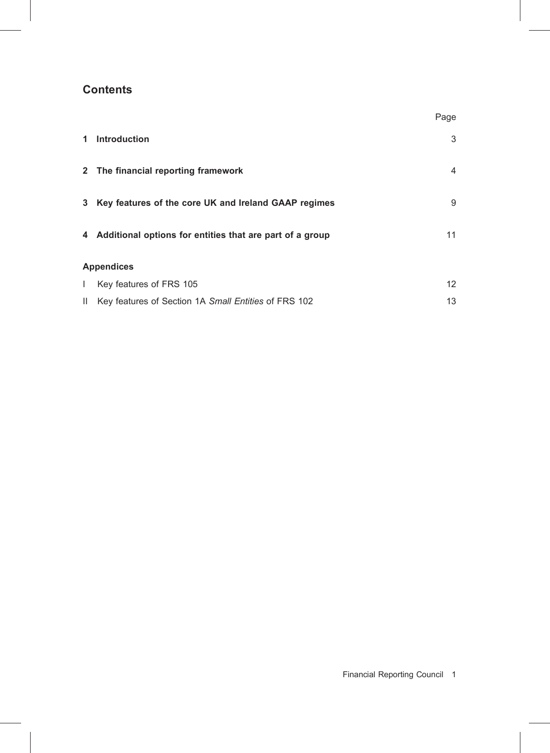## Contents

| | Page |
|---|---|
| **1 Introduction** | 3 |
| **2 The financial reporting framework** | 4 |
| **3 Key features of the core UK and Ireland GAAP regimes** | 9 |
| **4 Additional options for entities that are part of a group** | 11 |
| **Appendices** | |
| I Key features of FRS 105 | 12 |
| II Key features of Section 1A *Small Entities* of FRS 102 | 13 |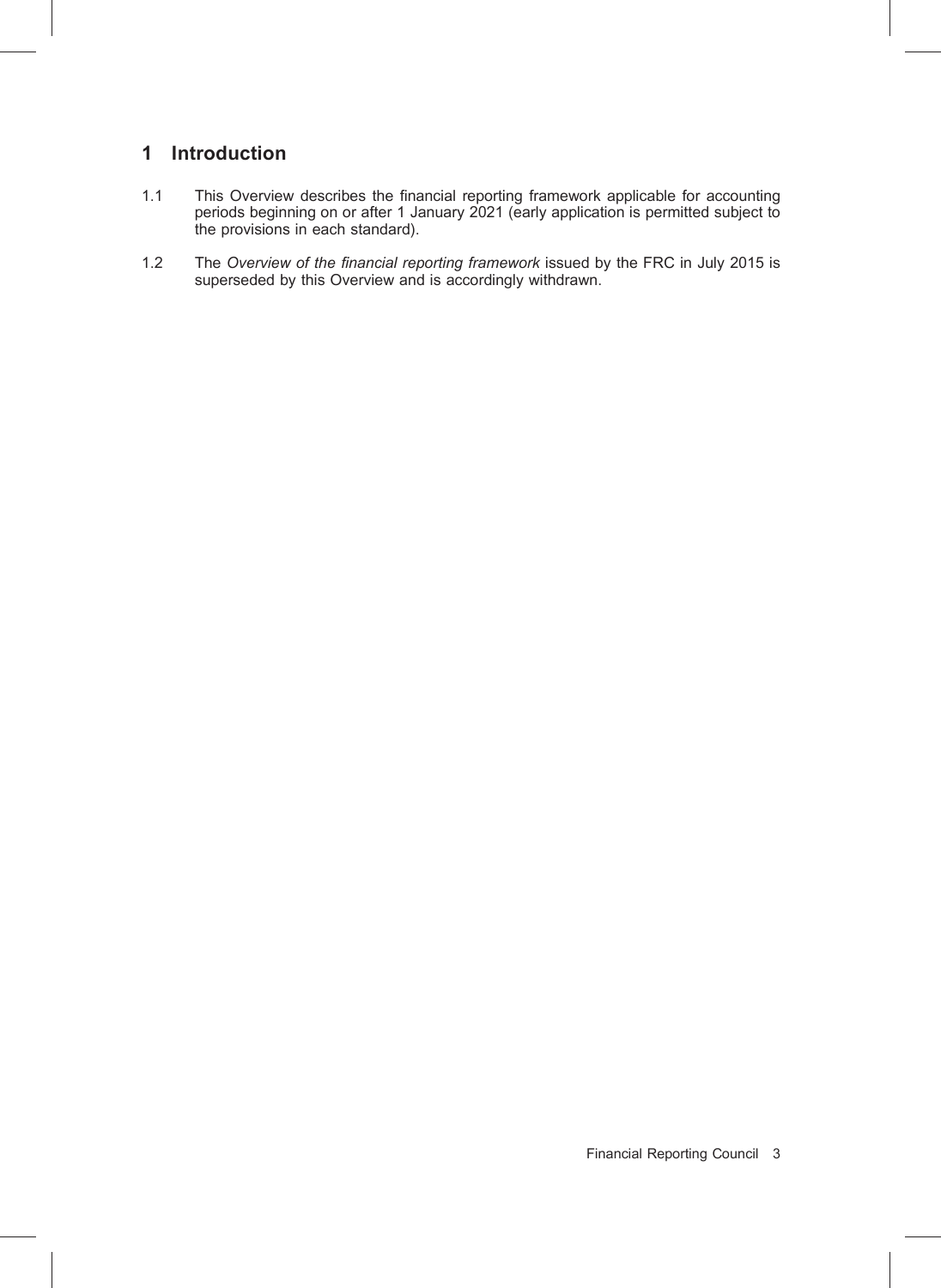# 1 Introduction

1.1 This Overview describes the financial reporting framework applicable for accounting periods beginning on or after 1 January 2021 (early application is permitted subject to the provisions in each standard).

1.2 The *Overview of the financial reporting framework* issued by the FRC in July 2015 is superseded by this Overview and is accordingly withdrawn.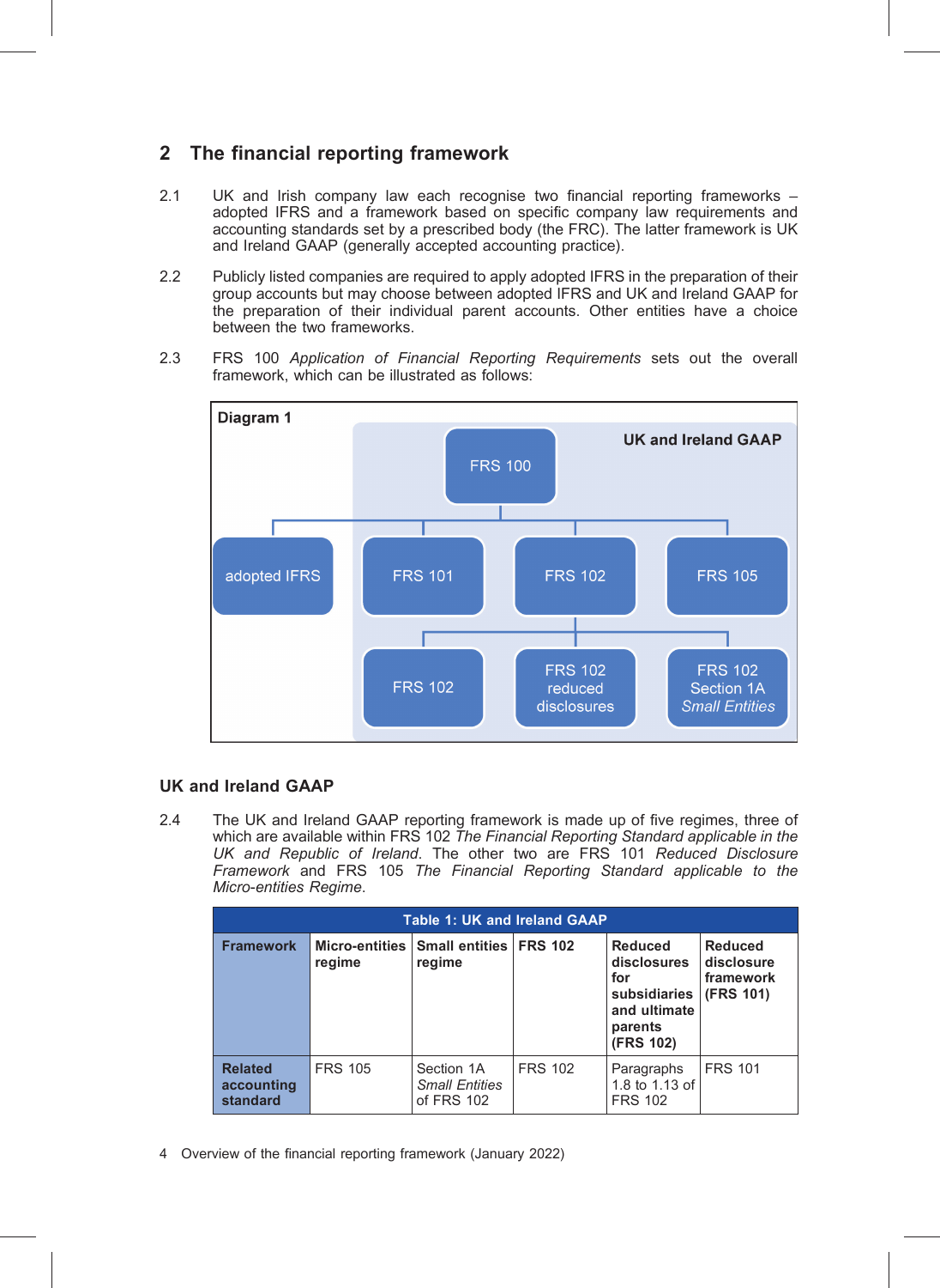## 2 The financial reporting framework

2.1 UK and Irish company law each recognise two financial reporting frameworks – adopted IFRS and a framework based on specific company law requirements and accounting standards set by a prescribed body (the FRC). The latter framework is UK and Ireland GAAP (generally accepted accounting practice).

2.2 Publicly listed companies are required to apply adopted IFRS in the preparation of their group accounts but may choose between adopted IFRS and UK and Ireland GAAP for the preparation of their individual parent accounts. Other entities have a choice between the two frameworks.

2.3 FRS 100 *Application of Financial Reporting Requirements* sets out the overall framework, which can be illustrated as follows:

**Diagram 1**

UK and Ireland GAAP

- FRS 100
  - adopted IFRS
  - FRS 101
  - FRS 102
    - FRS 102
    - FRS 102 reduced disclosures
    - FRS 102 Section 1A *Small Entities*
  - FRS 105

### UK and Ireland GAAP

2.4 The UK and Ireland GAAP reporting framework is made up of five regimes, three of which are available within FRS 102 *The Financial Reporting Standard applicable in the UK and Republic of Ireland*. The other two are FRS 101 *Reduced Disclosure Framework* and FRS 105 *The Financial Reporting Standard applicable to the Micro-entities Regime*.

**Table 1: UK and Ireland GAAP**

| **Framework** | **Micro-entities regime** | **Small entities regime** | **FRS 102** | **Reduced disclosures for subsidiaries and ultimate parents (FRS 102)** | **Reduced disclosure framework (FRS 101)** |
|---|---|---|---|---|---|
| **Related accounting standard** | FRS 105 | Section 1A *Small Entities* of FRS 102 | FRS 102 | Paragraphs 1.8 to 1.13 of FRS 102 | FRS 101 |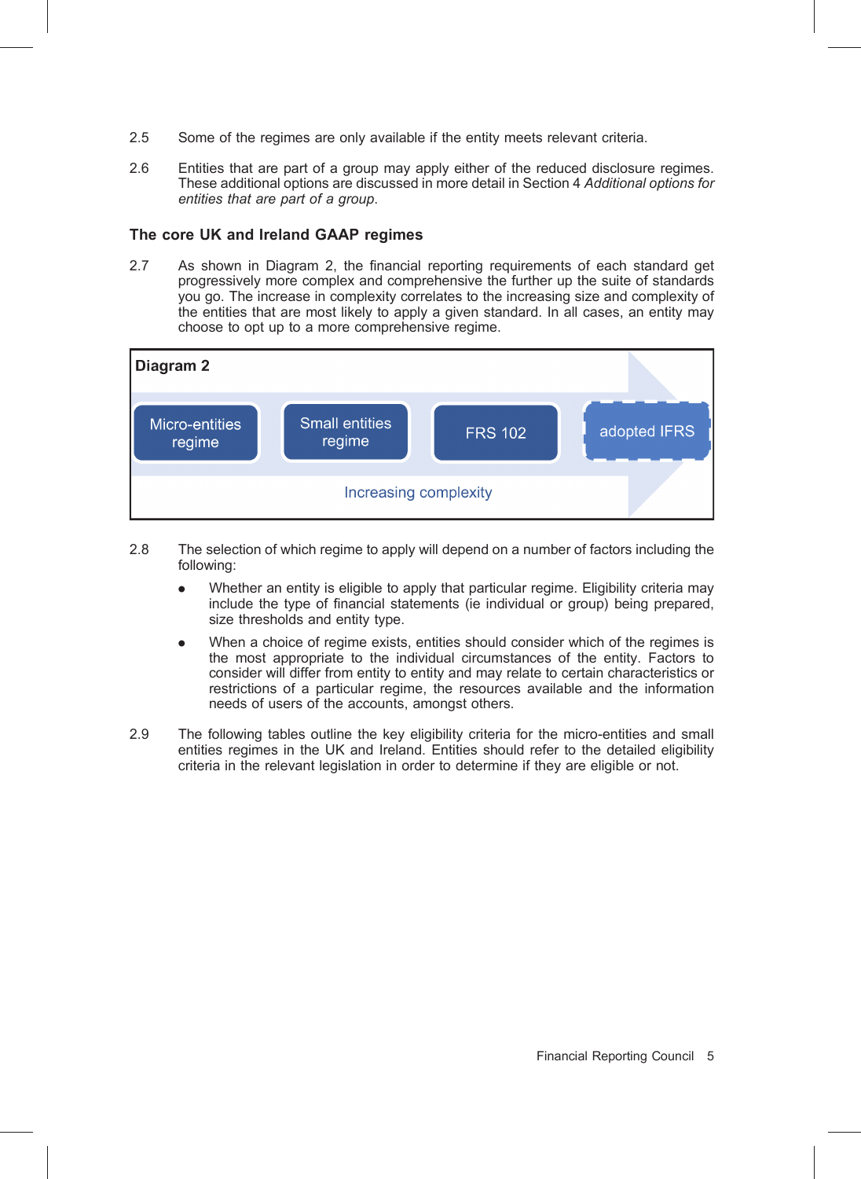2.5 Some of the regimes are only available if the entity meets relevant criteria.

2.6 Entities that are part of a group may apply either of the reduced disclosure regimes. These additional options are discussed in more detail in Section 4 *Additional options for entities that are part of a group*.

### The core UK and Ireland GAAP regimes

2.7 As shown in Diagram 2, the financial reporting requirements of each standard get progressively more complex and comprehensive the further up the suite of standards you go. The increase in complexity correlates to the increasing size and complexity of the entities that are most likely to apply a given standard. In all cases, an entity may choose to opt up to a more comprehensive regime.

**Diagram 2**

Micro-entities regime → Small entities regime → FRS 102 → adopted IFRS

Increasing complexity

2.8 The selection of which regime to apply will depend on a number of factors including the following:

- Whether an entity is eligible to apply that particular regime. Eligibility criteria may include the type of financial statements (ie individual or group) being prepared, size thresholds and entity type.
- When a choice of regime exists, entities should consider which of the regimes is the most appropriate to the individual circumstances of the entity. Factors to consider will differ from entity to entity and may relate to certain characteristics or restrictions of a particular regime, the resources available and the information needs of users of the accounts, amongst others.

2.9 The following tables outline the key eligibility criteria for the micro-entities and small entities regimes in the UK and Ireland. Entities should refer to the detailed eligibility criteria in the relevant legislation in order to determine if they are eligible or not.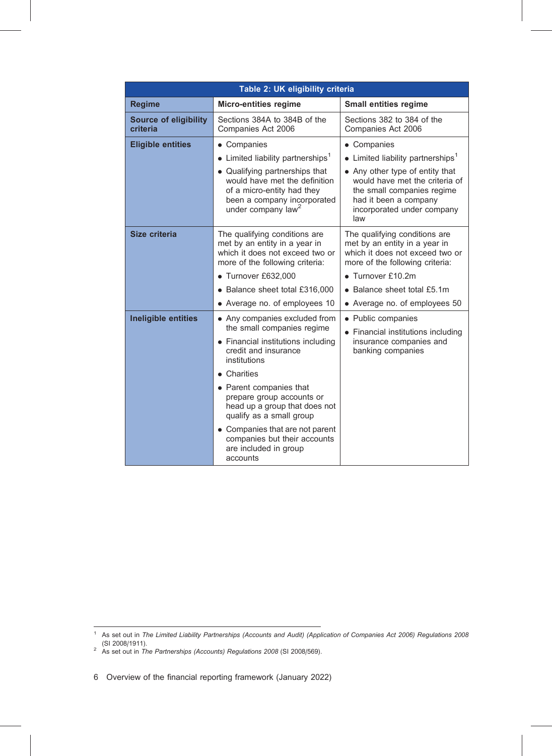**Table 2: UK eligibility criteria**

| Regime | Micro-entities regime | Small entities regime |
|---|---|---|
| **Source of eligibility criteria** | Sections 384A to 384B of the Companies Act 2006 | Sections 382 to 384 of the Companies Act 2006 |
| **Eligible entities** | • Companies<br>• Limited liability partnerships[1]<br>• Qualifying partnerships that would have met the definition of a micro-entity had they been a company incorporated under company law[2] | • Companies<br>• Limited liability partnerships[1]<br>• Any other type of entity that would have met the criteria of the small companies regime had it been a company incorporated under company law |
| **Size criteria** | The qualifying conditions are met by an entity in a year in which it does not exceed two or more of the following criteria:<br>• Turnover £632,000<br>• Balance sheet total £316,000<br>• Average no. of employees 10 | The qualifying conditions are met by an entity in a year in which it does not exceed two or more of the following criteria:<br>• Turnover £10.2m<br>• Balance sheet total £5.1m<br>• Average no. of employees 50 |
| **Ineligible entities** | • Any companies excluded from the small companies regime<br>• Financial institutions including credit and insurance institutions<br>• Charities<br>• Parent companies that prepare group accounts or head up a group that does not qualify as a small group<br>• Companies that are not parent companies but their accounts are included in group accounts | • Public companies<br>• Financial institutions including insurance companies and banking companies |

[1] As set out in *The Limited Liability Partnerships (Accounts and Audit) (Application of Companies Act 2006) Regulations 2008* (SI 2008/1911).

[2] As set out in *The Partnerships (Accounts) Regulations 2008* (SI 2008/569).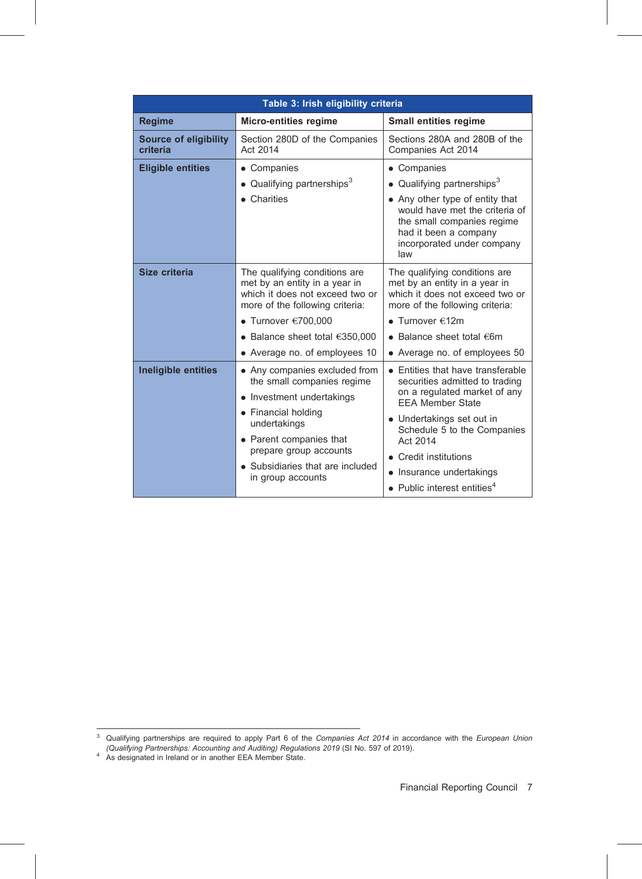**Table 3: Irish eligibility criteria**

| Regime | Micro-entities regime | Small entities regime |
|---|---|---|
| **Source of eligibility criteria** | Section 280D of the Companies Act 2014 | Sections 280A and 280B of the Companies Act 2014 |
| **Eligible entities** | • Companies<br>• Qualifying partnerships[3]<br>• Charities | • Companies<br>• Qualifying partnerships[3]<br>• Any other type of entity that would have met the criteria of the small companies regime had it been a company incorporated under company law |
| **Size criteria** | The qualifying conditions are met by an entity in a year in which it does not exceed two or more of the following criteria:<br>• Turnover €700,000<br>• Balance sheet total €350,000<br>• Average no. of employees 10 | The qualifying conditions are met by an entity in a year in which it does not exceed two or more of the following criteria:<br>• Turnover €12m<br>• Balance sheet total €6m<br>• Average no. of employees 50 |
| **Ineligible entities** | • Any companies excluded from the small companies regime<br>• Investment undertakings<br>• Financial holding undertakings<br>• Parent companies that prepare group accounts<br>• Subsidiaries that are included in group accounts | • Entities that have transferable securities admitted to trading on a regulated market of any EEA Member State<br>• Undertakings set out in Schedule 5 to the Companies Act 2014<br>• Credit institutions<br>• Insurance undertakings<br>• Public interest entities[4] |

[3] Qualifying partnerships are required to apply Part 6 of the *Companies Act 2014* in accordance with the *European Union (Qualifying Partnerships: Accounting and Auditing) Regulations 2019* (SI No. 597 of 2019).

[4] As designated in Ireland or in another EEA Member State.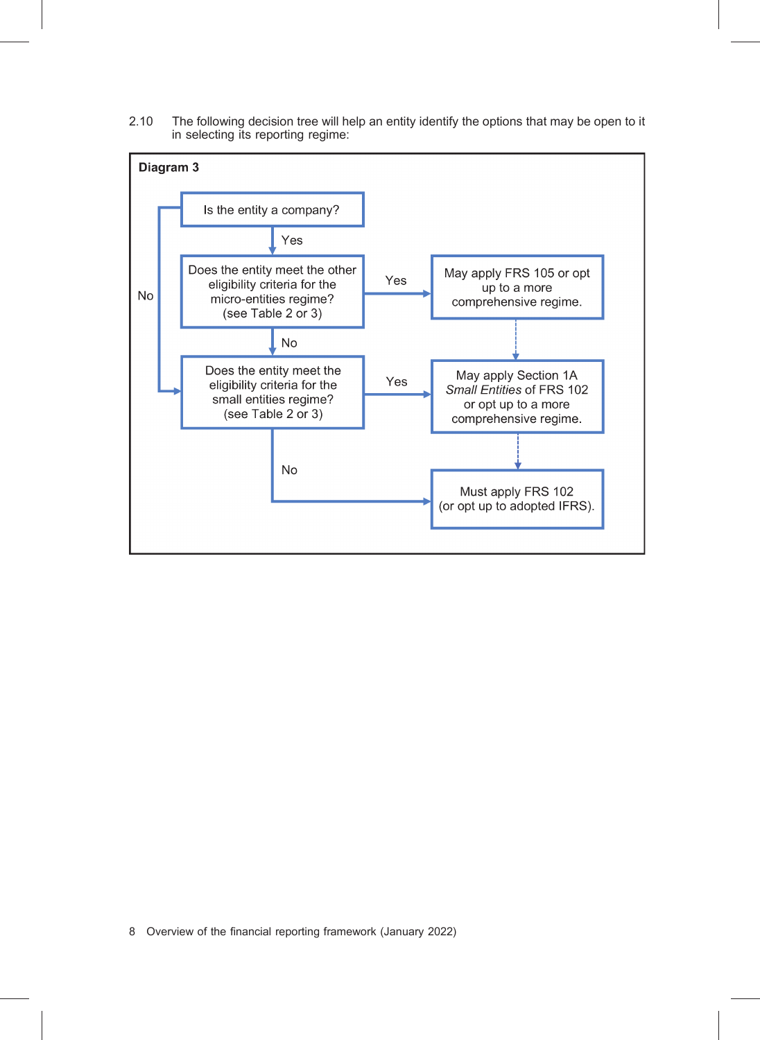2.10 The following decision tree will help an entity identify the options that may be open to it in selecting its reporting regime:

**Diagram 3**

- Is the entity a company?
  - Yes → Does the entity meet the other eligibility criteria for the micro-entities regime? (see Table 2 or 3)
    - Yes → May apply FRS 105 or opt up to a more comprehensive regime.
    - No → Does the entity meet the eligibility criteria for the small entities regime? (see Table 2 or 3)
  - No → Does the entity meet the eligibility criteria for the small entities regime? (see Table 2 or 3)
    - Yes → May apply Section 1A *Small Entities* of FRS 102 or opt up to a more comprehensive regime.
    - No → Must apply FRS 102 (or opt up to adopted IFRS).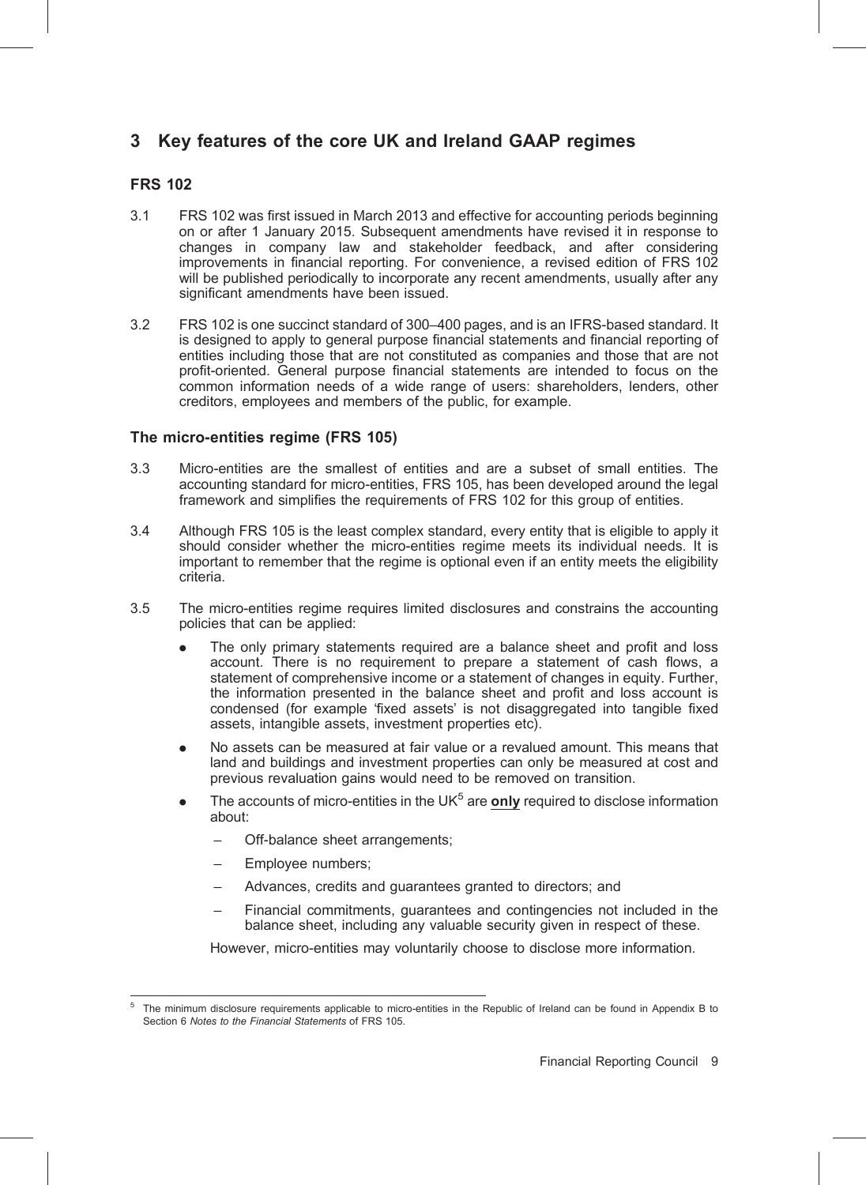## 3 Key features of the core UK and Ireland GAAP regimes

### FRS 102

3.1 FRS 102 was first issued in March 2013 and effective for accounting periods beginning on or after 1 January 2015. Subsequent amendments have revised it in response to changes in company law and stakeholder feedback, and after considering improvements in financial reporting. For convenience, a revised edition of FRS 102 will be published periodically to incorporate any recent amendments, usually after any significant amendments have been issued.

3.2 FRS 102 is one succinct standard of 300–400 pages, and is an IFRS-based standard. It is designed to apply to general purpose financial statements and financial reporting of entities including those that are not constituted as companies and those that are not profit-oriented. General purpose financial statements are intended to focus on the common information needs of a wide range of users: shareholders, lenders, other creditors, employees and members of the public, for example.

### The micro-entities regime (FRS 105)

3.3 Micro-entities are the smallest of entities and are a subset of small entities. The accounting standard for micro-entities, FRS 105, has been developed around the legal framework and simplifies the requirements of FRS 102 for this group of entities.

3.4 Although FRS 105 is the least complex standard, every entity that is eligible to apply it should consider whether the micro-entities regime meets its individual needs. It is important to remember that the regime is optional even if an entity meets the eligibility criteria.

3.5 The micro-entities regime requires limited disclosures and constrains the accounting policies that can be applied:

- The only primary statements required are a balance sheet and profit and loss account. There is no requirement to prepare a statement of cash flows, a statement of comprehensive income or a statement of changes in equity. Further, the information presented in the balance sheet and profit and loss account is condensed (for example 'fixed assets' is not disaggregated into tangible fixed assets, intangible assets, investment properties etc).
- No assets can be measured at fair value or a revalued amount. This means that land and buildings and investment properties can only be measured at cost and previous revaluation gains would need to be removed on transition.
- The accounts of micro-entities in the UK[5] are **only** required to disclose information about:
  - Off-balance sheet arrangements;
  - Employee numbers;
  - Advances, credits and guarantees granted to directors; and
  - Financial commitments, guarantees and contingencies not included in the balance sheet, including any valuable security given in respect of these.

  However, micro-entities may voluntarily choose to disclose more information.

---

[5] The minimum disclosure requirements applicable to micro-entities in the Republic of Ireland can be found in Appendix B to Section 6 *Notes to the Financial Statements* of FRS 105.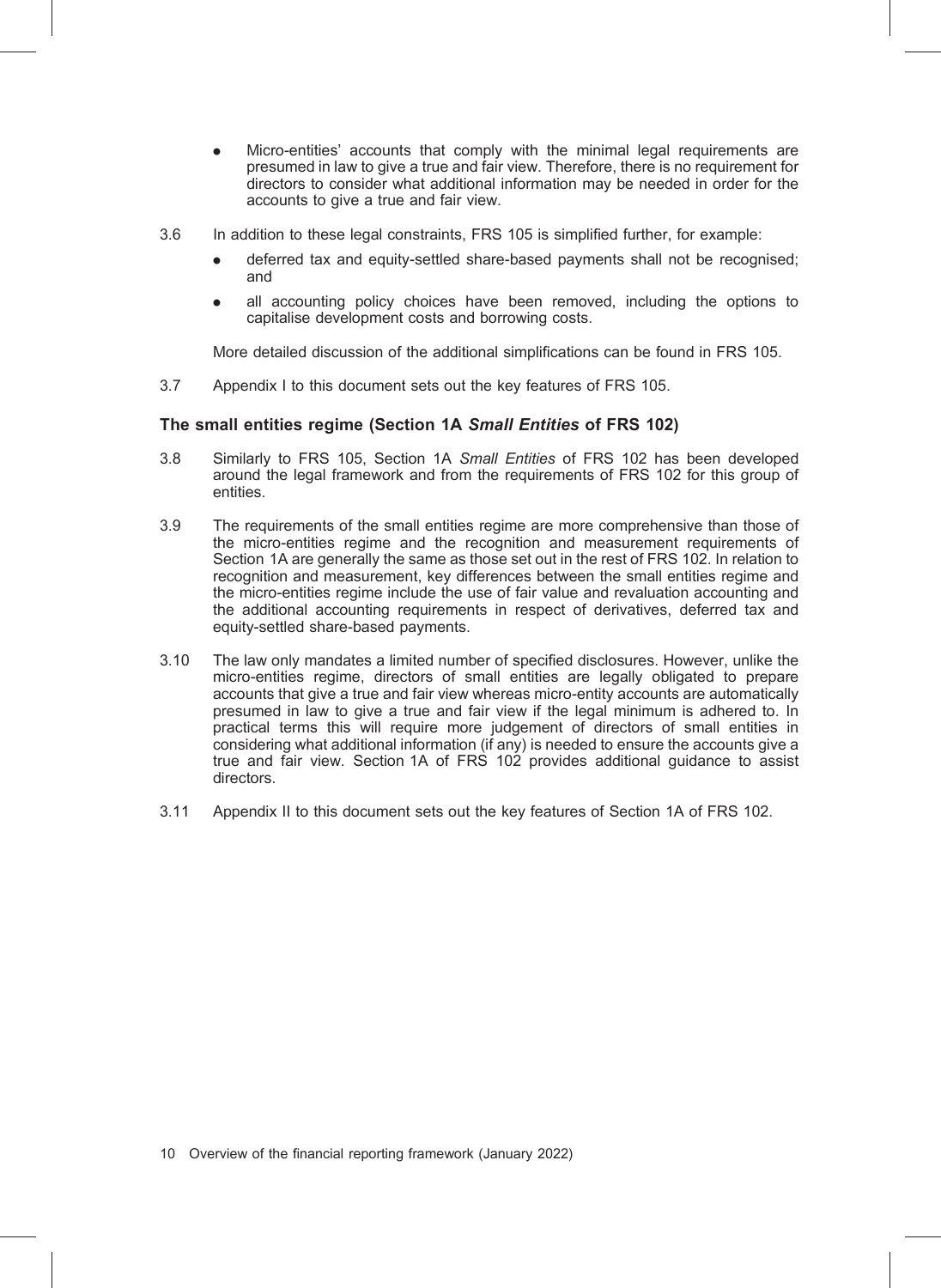- Micro-entities' accounts that comply with the minimal legal requirements are presumed in law to give a true and fair view. Therefore, there is no requirement for directors to consider what additional information may be needed in order for the accounts to give a true and fair view.

3.6 In addition to these legal constraints, FRS 105 is simplified further, for example:

- deferred tax and equity-settled share-based payments shall not be recognised; and
- all accounting policy choices have been removed, including the options to capitalise development costs and borrowing costs.

More detailed discussion of the additional simplifications can be found in FRS 105.

3.7 Appendix I to this document sets out the key features of FRS 105.

### The small entities regime (Section 1A *Small Entities* of FRS 102)

3.8 Similarly to FRS 105, Section 1A *Small Entities* of FRS 102 has been developed around the legal framework and from the requirements of FRS 102 for this group of entities.

3.9 The requirements of the small entities regime are more comprehensive than those of the micro-entities regime and the recognition and measurement requirements of Section 1A are generally the same as those set out in the rest of FRS 102. In relation to recognition and measurement, key differences between the small entities regime and the micro-entities regime include the use of fair value and revaluation accounting and the additional accounting requirements in respect of derivatives, deferred tax and equity-settled share-based payments.

3.10 The law only mandates a limited number of specified disclosures. However, unlike the micro-entities regime, directors of small entities are legally obligated to prepare accounts that give a true and fair view whereas micro-entity accounts are automatically presumed in law to give a true and fair view if the legal minimum is adhered to. In practical terms this will require more judgement of directors of small entities in considering what additional information (if any) is needed to ensure the accounts give a true and fair view. Section 1A of FRS 102 provides additional guidance to assist directors.

3.11 Appendix II to this document sets out the key features of Section 1A of FRS 102.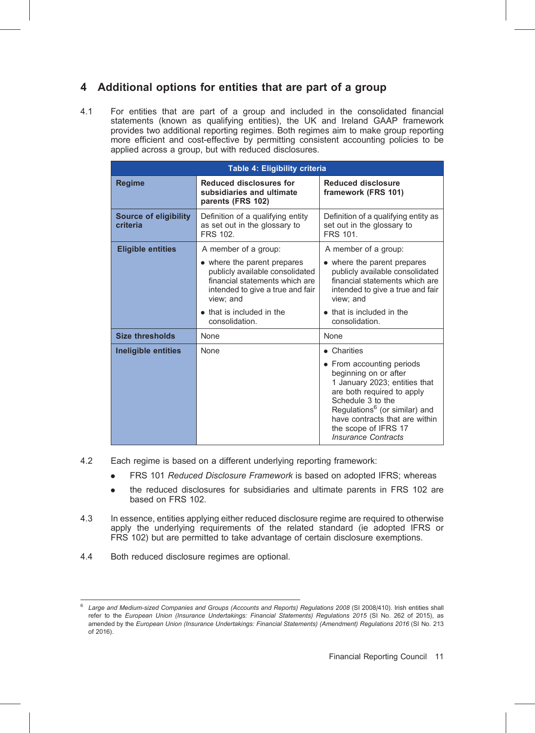## 4 Additional options for entities that are part of a group

4.1 For entities that are part of a group and included in the consolidated financial statements (known as qualifying entities), the UK and Ireland GAAP framework provides two additional reporting regimes. Both regimes aim to make group reporting more efficient and cost-effective by permitting consistent accounting policies to be applied across a group, but with reduced disclosures.

**Table 4: Eligibility criteria**

| Regime | Reduced disclosures for subsidiaries and ultimate parents (FRS 102) | Reduced disclosure framework (FRS 101) |
|---|---|---|
| **Source of eligibility criteria** | Definition of a qualifying entity as set out in the glossary to FRS 102. | Definition of a qualifying entity as set out in the glossary to FRS 101. |
| **Eligible entities** | A member of a group: • where the parent prepares publicly available consolidated financial statements which are intended to give a true and fair view; and • that is included in the consolidation. | A member of a group: • where the parent prepares publicly available consolidated financial statements which are intended to give a true and fair view; and • that is included in the consolidation. |
| **Size thresholds** | None | None |
| **Ineligible entities** | None | • Charities • From accounting periods beginning on or after 1 January 2023; entities that are both required to apply Schedule 3 to the Regulations[6] (or similar) and have contracts that are within the scope of IFRS 17 *Insurance Contracts* |

4.2 Each regime is based on a different underlying reporting framework:

- FRS 101 *Reduced Disclosure Framework* is based on adopted IFRS; whereas
- the reduced disclosures for subsidiaries and ultimate parents in FRS 102 are based on FRS 102.

4.3 In essence, entities applying either reduced disclosure regime are required to otherwise apply the underlying requirements of the related standard (ie adopted IFRS or FRS 102) but are permitted to take advantage of certain disclosure exemptions.

4.4 Both reduced disclosure regimes are optional.

---

[6] *Large and Medium-sized Companies and Groups (Accounts and Reports) Regulations 2008* (SI 2008/410). Irish entities shall refer to the *European Union (Insurance Undertakings: Financial Statements) Regulations 2015* (SI No. 262 of 2015), as amended by the *European Union (Insurance Undertakings: Financial Statements) (Amendment) Regulations 2016* (SI No. 213 of 2016).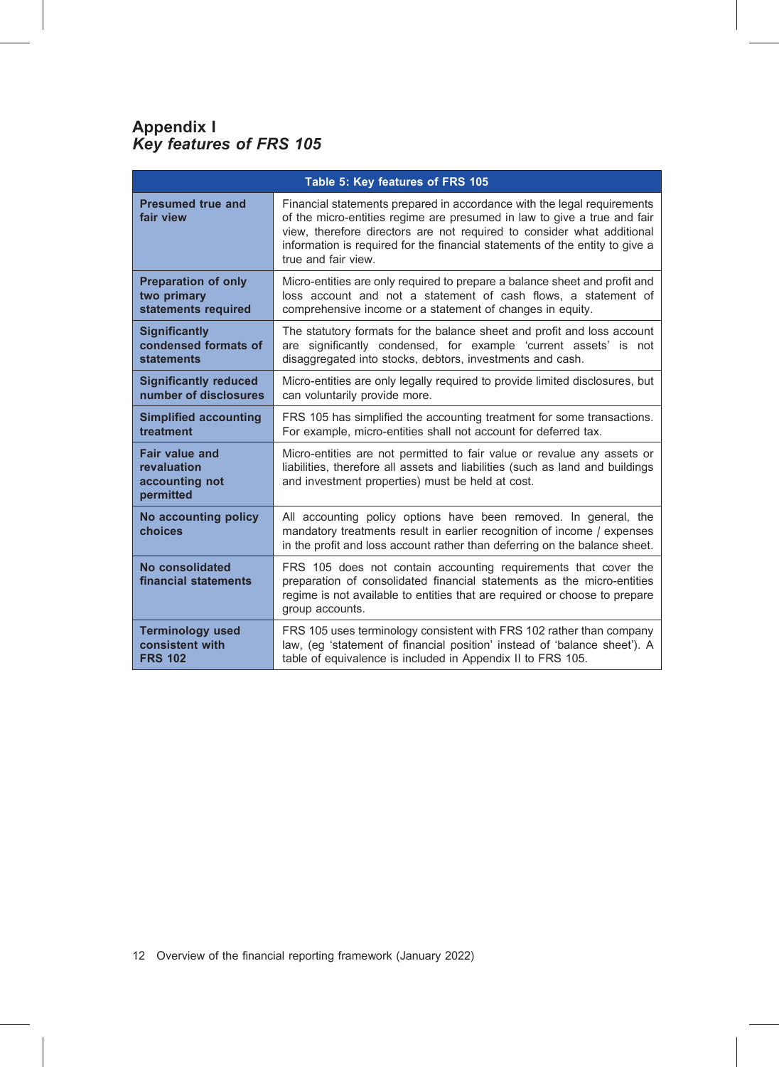## Appendix I
### *Key features of FRS 105*

| Table 5: Key features of FRS 105 | |
|---|---|
| **Presumed true and fair view** | Financial statements prepared in accordance with the legal requirements of the micro-entities regime are presumed in law to give a true and fair view, therefore directors are not required to consider what additional information is required for the financial statements of the entity to give a true and fair view. |
| **Preparation of only two primary statements required** | Micro-entities are only required to prepare a balance sheet and profit and loss account and not a statement of cash flows, a statement of comprehensive income or a statement of changes in equity. |
| **Significantly condensed formats of statements** | The statutory formats for the balance sheet and profit and loss account are significantly condensed, for example 'current assets' is not disaggregated into stocks, debtors, investments and cash. |
| **Significantly reduced number of disclosures** | Micro-entities are only legally required to provide limited disclosures, but can voluntarily provide more. |
| **Simplified accounting treatment** | FRS 105 has simplified the accounting treatment for some transactions. For example, micro-entities shall not account for deferred tax. |
| **Fair value and revaluation accounting not permitted** | Micro-entities are not permitted to fair value or revalue any assets or liabilities, therefore all assets and liabilities (such as land and buildings and investment properties) must be held at cost. |
| **No accounting policy choices** | All accounting policy options have been removed. In general, the mandatory treatments result in earlier recognition of income / expenses in the profit and loss account rather than deferring on the balance sheet. |
| **No consolidated financial statements** | FRS 105 does not contain accounting requirements that cover the preparation of consolidated financial statements as the micro-entities regime is not available to entities that are required or choose to prepare group accounts. |
| **Terminology used consistent with FRS 102** | FRS 105 uses terminology consistent with FRS 102 rather than company law, (eg 'statement of financial position' instead of 'balance sheet'). A table of equivalence is included in Appendix II to FRS 105. |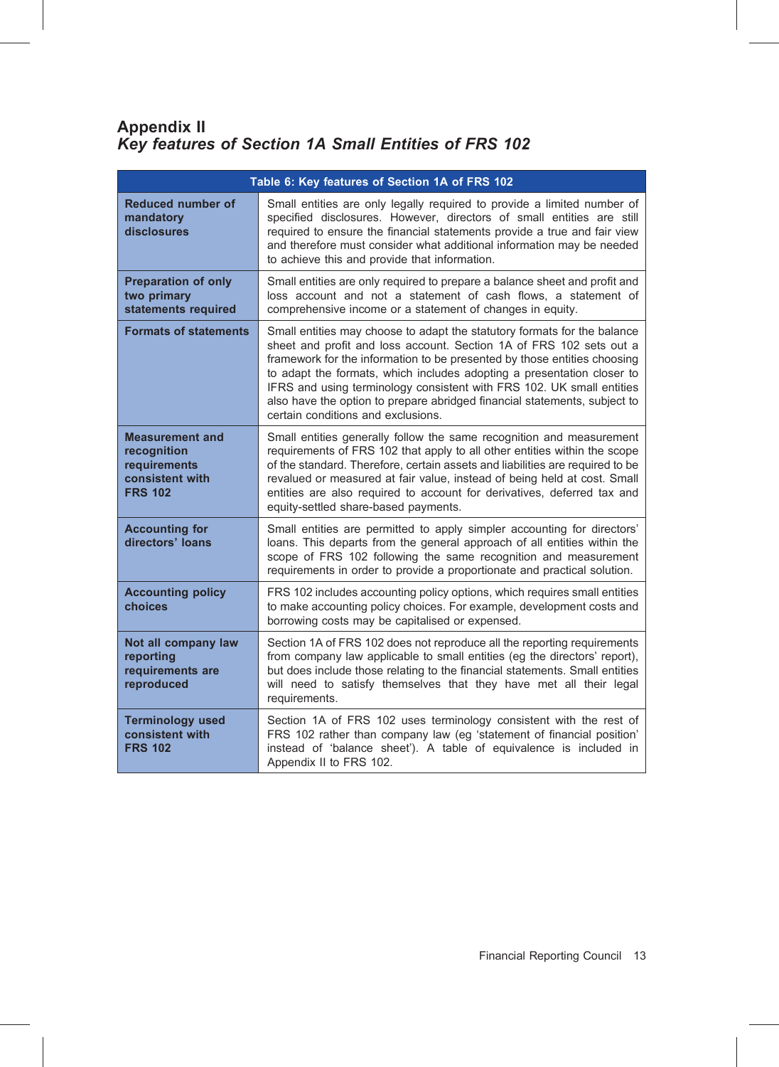# Appendix II
## *Key features of Section 1A Small Entities of FRS 102*

| Table 6: Key features of Section 1A of FRS 102 | |
|---|---|
| **Reduced number of mandatory disclosures** | Small entities are only legally required to provide a limited number of specified disclosures. However, directors of small entities are still required to ensure the financial statements provide a true and fair view and therefore must consider what additional information may be needed to achieve this and provide that information. |
| **Preparation of only two primary statements required** | Small entities are only required to prepare a balance sheet and profit and loss account and not a statement of cash flows, a statement of comprehensive income or a statement of changes in equity. |
| **Formats of statements** | Small entities may choose to adapt the statutory formats for the balance sheet and profit and loss account. Section 1A of FRS 102 sets out a framework for the information to be presented by those entities choosing to adapt the formats, which includes adopting a presentation closer to IFRS and using terminology consistent with FRS 102. UK small entities also have the option to prepare abridged financial statements, subject to certain conditions and exclusions. |
| **Measurement and recognition requirements consistent with FRS 102** | Small entities generally follow the same recognition and measurement requirements of FRS 102 that apply to all other entities within the scope of the standard. Therefore, certain assets and liabilities are required to be revalued or measured at fair value, instead of being held at cost. Small entities are also required to account for derivatives, deferred tax and equity-settled share-based payments. |
| **Accounting for directors' loans** | Small entities are permitted to apply simpler accounting for directors' loans. This departs from the general approach of all entities within the scope of FRS 102 following the same recognition and measurement requirements in order to provide a proportionate and practical solution. |
| **Accounting policy choices** | FRS 102 includes accounting policy options, which requires small entities to make accounting policy choices. For example, development costs and borrowing costs may be capitalised or expensed. |
| **Not all company law reporting requirements are reproduced** | Section 1A of FRS 102 does not reproduce all the reporting requirements from company law applicable to small entities (eg the directors' report), but does include those relating to the financial statements. Small entities will need to satisfy themselves that they have met all their legal requirements. |
| **Terminology used consistent with FRS 102** | Section 1A of FRS 102 uses terminology consistent with the rest of FRS 102 rather than company law (eg 'statement of financial position' instead of 'balance sheet'). A table of equivalence is included in Appendix II to FRS 102. |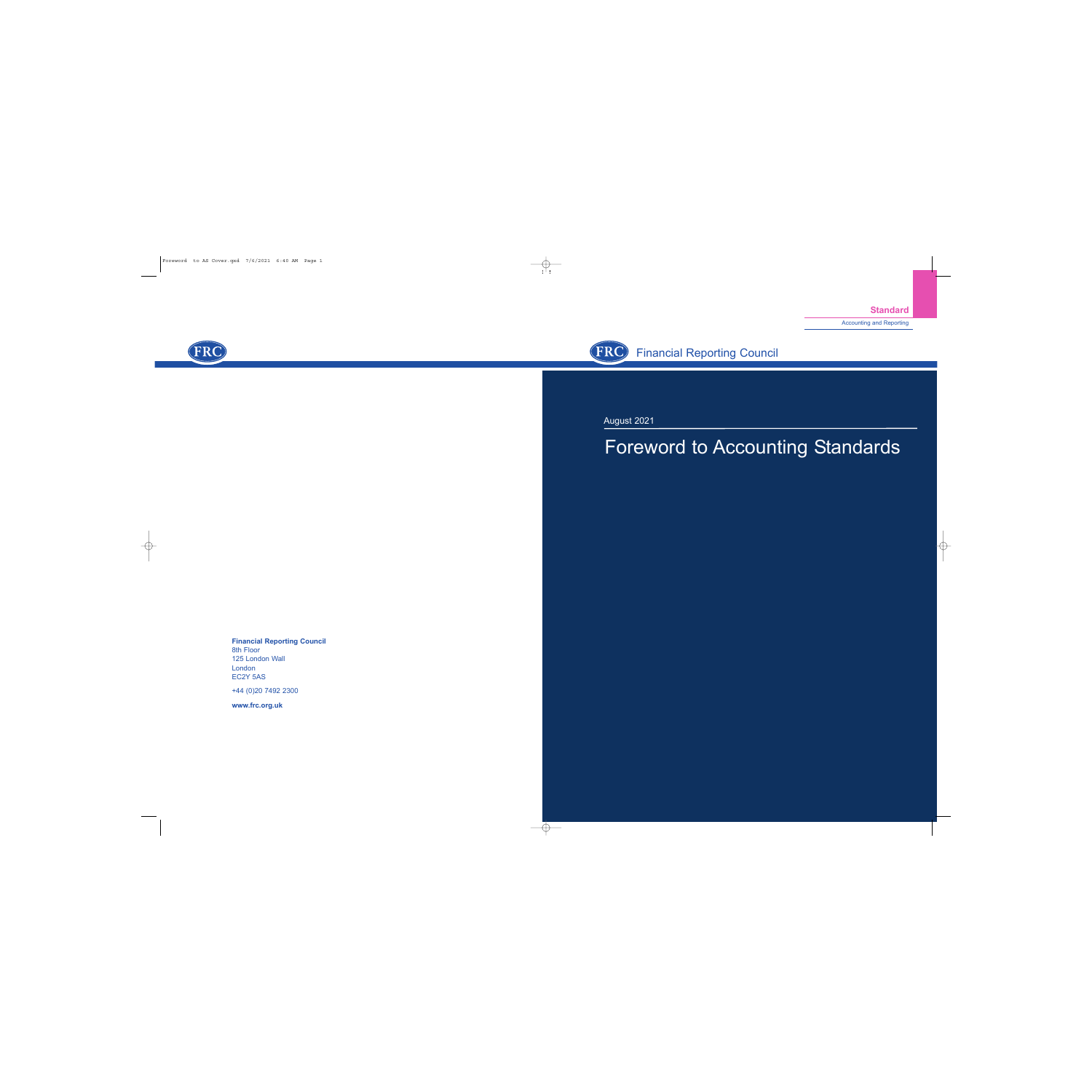Standard

Accounting and Reporting

FRC Financial Reporting Council

August 2021

# Foreword to Accounting Standards

**Financial Reporting Council**
8th Floor
125 London Wall
London
EC2Y 5AS

+44 (0)20 7492 2300

**www.frc.org.uk**